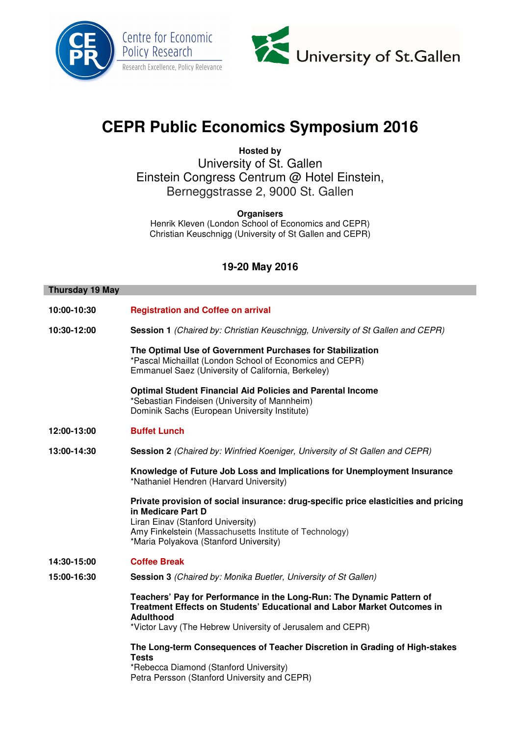# CEPR Public Economics Symposium 2016

**Hosted by**
University of St. Gallen
Einstein Congress Centrum @ Hotel Einstein,
Berneggstrasse 2, 9000 St. Gallen

**Organisers**
Henrik Kleven (London School of Economics and CEPR)
Christian Keuschnigg (University of St Gallen and CEPR)

## 19-20 May 2016

### Thursday 19 May

**10:00-10:30** **Registration and Coffee on arrival**

**10:30-12:00** **Session 1** *(Chaired by: Christian Keuschnigg, University of St Gallen and CEPR)*

**The Optimal Use of Government Purchases for Stabilization**
*Pascal Michaillat (London School of Economics and CEPR)
Emmanuel Saez (University of California, Berkeley)

**Optimal Student Financial Aid Policies and Parental Income**
*Sebastian Findeisen (University of Mannheim)
Dominik Sachs (European University Institute)

**12:00-13:00** **Buffet Lunch**

**13:00-14:30** **Session 2** *(Chaired by: Winfried Koeniger, University of St Gallen and CEPR)*

**Knowledge of Future Job Loss and Implications for Unemployment Insurance**
*Nathaniel Hendren (Harvard University)

**Private provision of social insurance: drug-specific price elasticities and pricing in Medicare Part D**
Liran Einav (Stanford University)
Amy Finkelstein (Massachusetts Institute of Technology)
*Maria Polyakova (Stanford University)

**14:30-15:00** **Coffee Break**

**15:00-16:30** **Session 3** *(Chaired by: Monika Buetler, University of St Gallen)*

**Teachers' Pay for Performance in the Long-Run: The Dynamic Pattern of Treatment Effects on Students' Educational and Labor Market Outcomes in Adulthood**
*Victor Lavy (The Hebrew University of Jerusalem and CEPR)

**The Long-term Consequences of Teacher Discretion in Grading of High-stakes Tests**
*Rebecca Diamond (Stanford University)
Petra Persson (Stanford University and CEPR)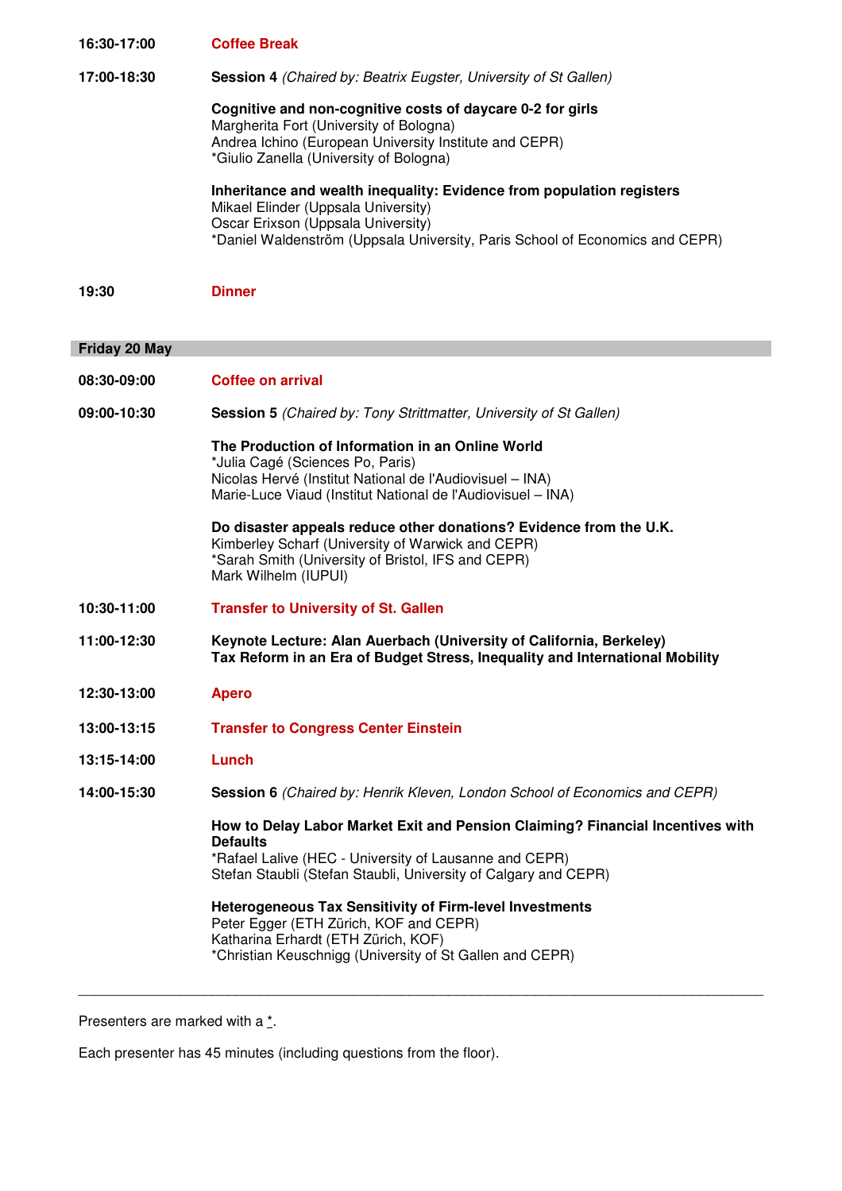**16:30-17:00** **Coffee Break**

**17:00-18:30** **Session 4** *(Chaired by: Beatrix Eugster, University of St Gallen)*

**Cognitive and non-cognitive costs of daycare 0-2 for girls**
Margherita Fort (University of Bologna)
Andrea Ichino (European University Institute and CEPR)
*Giulio Zanella (University of Bologna)

**Inheritance and wealth inequality: Evidence from population registers**
Mikael Elinder (Uppsala University)
Oscar Erixson (Uppsala University)
*Daniel Waldenström (Uppsala University, Paris School of Economics and CEPR)

**19:30** **Dinner**

## Friday 20 May

**08:30-09:00** **Coffee on arrival**

**09:00-10:30** **Session 5** *(Chaired by: Tony Strittmatter, University of St Gallen)*

**The Production of Information in an Online World**
*Julia Cagé (Sciences Po, Paris)
Nicolas Hervé (Institut National de l'Audiovisuel – INA)
Marie-Luce Viaud (Institut National de l'Audiovisuel – INA)

**Do disaster appeals reduce other donations? Evidence from the U.K.**
Kimberley Scharf (University of Warwick and CEPR)
*Sarah Smith (University of Bristol, IFS and CEPR)
Mark Wilhelm (IUPUI)

**10:30-11:00** **Transfer to University of St. Gallen**

**11:00-12:30** **Keynote Lecture: Alan Auerbach (University of California, Berkeley)**
**Tax Reform in an Era of Budget Stress, Inequality and International Mobility**

**12:30-13:00** **Apero**

**13:00-13:15** **Transfer to Congress Center Einstein**

**13:15-14:00** **Lunch**

**14:00-15:30** **Session 6** *(Chaired by: Henrik Kleven, London School of Economics and CEPR)*

**How to Delay Labor Market Exit and Pension Claiming? Financial Incentives with Defaults**
*Rafael Lalive (HEC - University of Lausanne and CEPR)
Stefan Staubli (Stefan Staubli, University of Calgary and CEPR)

**Heterogeneous Tax Sensitivity of Firm-level Investments**
Peter Egger (ETH Zürich, KOF and CEPR)
Katharina Erhardt (ETH Zürich, KOF)
*Christian Keuschnigg (University of St Gallen and CEPR)

---

Presenters are marked with a *.

Each presenter has 45 minutes (including questions from the floor).